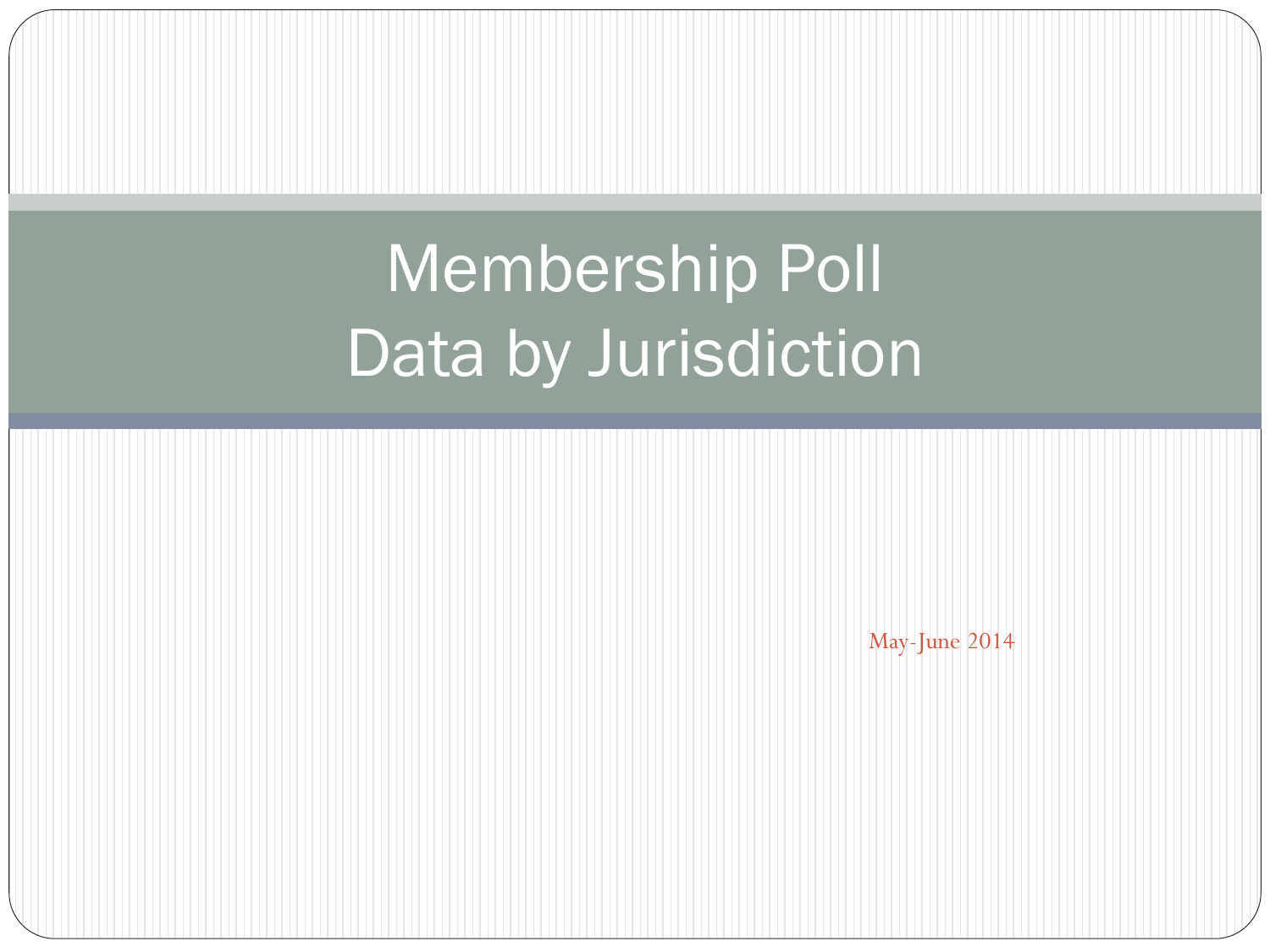# Membership Poll
# Data by Jurisdiction

May-June 2014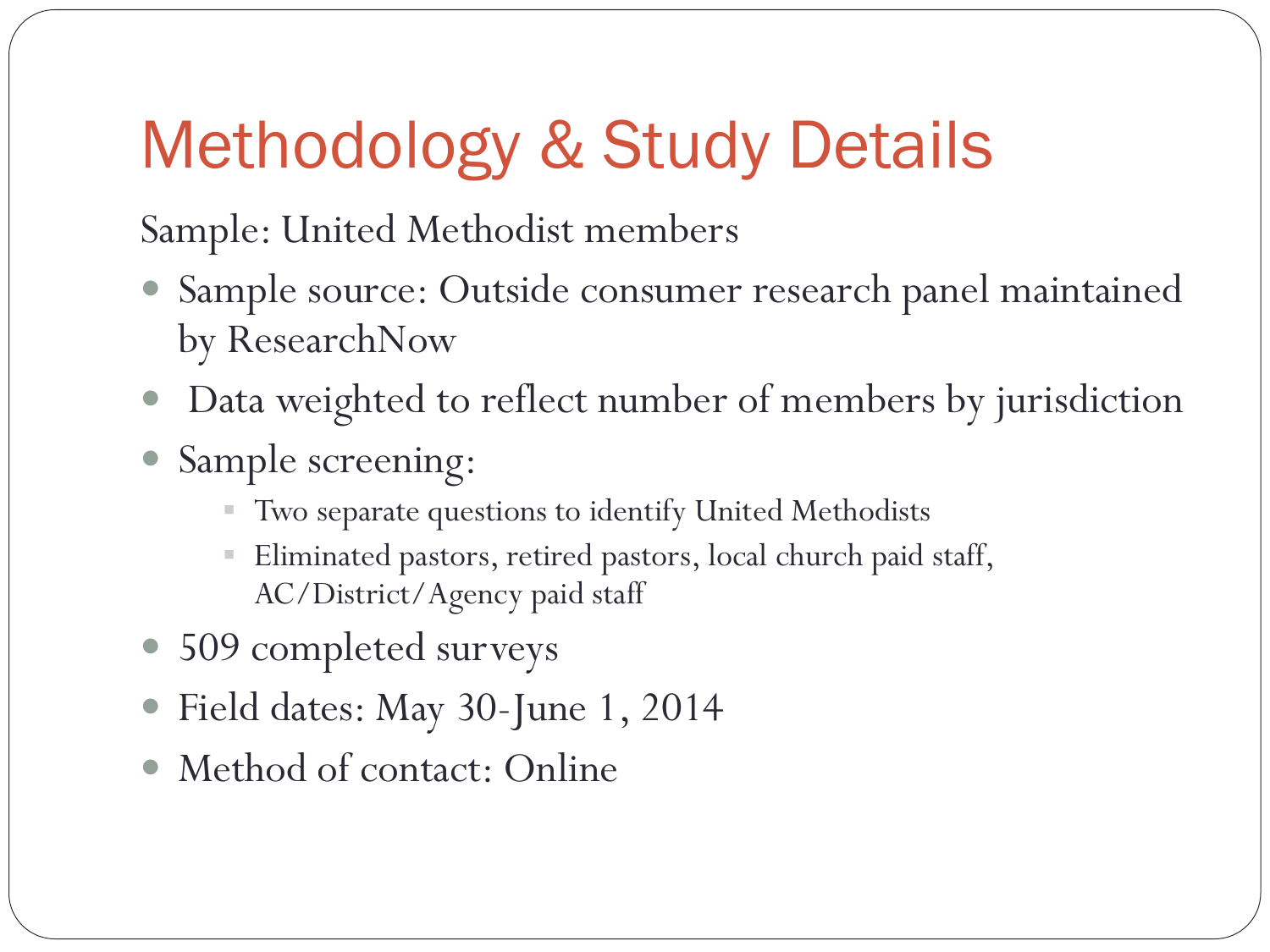# Methodology & Study Details

Sample: United Methodist members

- Sample source: Outside consumer research panel maintained by ResearchNow
- Data weighted to reflect number of members by jurisdiction
- Sample screening:
  - Two separate questions to identify United Methodists
  - Eliminated pastors, retired pastors, local church paid staff, AC/District/Agency paid staff
- 509 completed surveys
- Field dates: May 30-June 1, 2014
- Method of contact: Online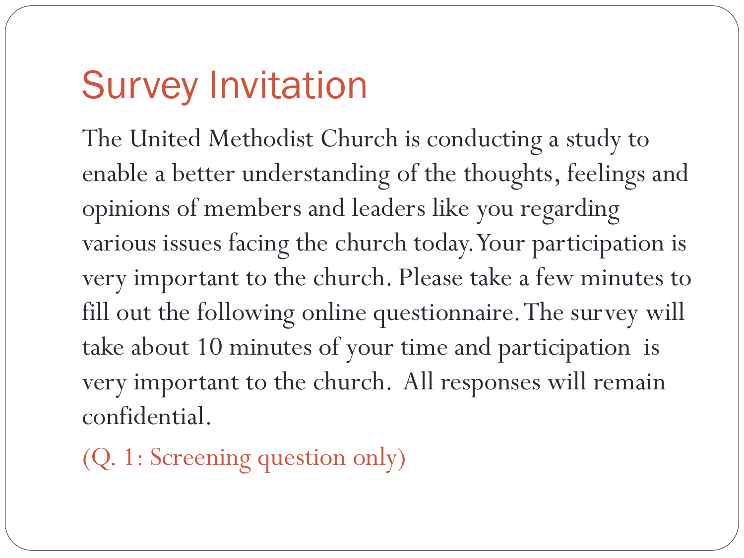# Survey Invitation

The United Methodist Church is conducting a study to enable a better understanding of the thoughts, feelings and opinions of members and leaders like you regarding various issues facing the church today. Your participation is very important to the church. Please take a few minutes to fill out the following online questionnaire. The survey will take about 10 minutes of your time and participation is very important to the church. All responses will remain confidential.

(Q. 1: Screening question only)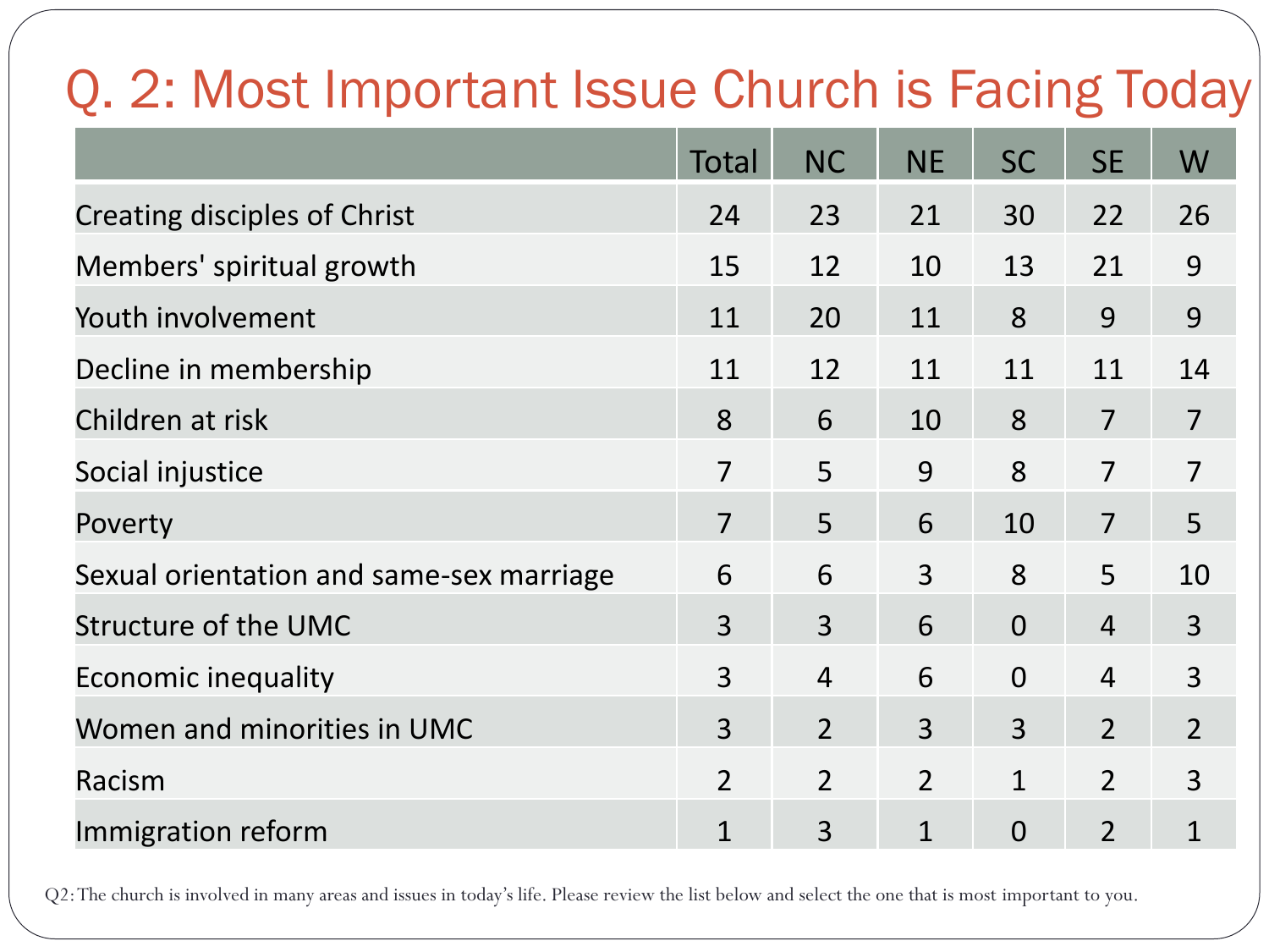# Q. 2: Most Important Issue Church is Facing Today

| | Total | NC | NE | SC | SE | W |
|---|---|---|---|---|---|---|
| Creating disciples of Christ | 24 | 23 | 21 | 30 | 22 | 26 |
| Members' spiritual growth | 15 | 12 | 10 | 13 | 21 | 9 |
| Youth involvement | 11 | 20 | 11 | 8 | 9 | 9 |
| Decline in membership | 11 | 12 | 11 | 11 | 11 | 14 |
| Children at risk | 8 | 6 | 10 | 8 | 7 | 7 |
| Social injustice | 7 | 5 | 9 | 8 | 7 | 7 |
| Poverty | 7 | 5 | 6 | 10 | 7 | 5 |
| Sexual orientation and same-sex marriage | 6 | 6 | 3 | 8 | 5 | 10 |
| Structure of the UMC | 3 | 3 | 6 | 0 | 4 | 3 |
| Economic inequality | 3 | 4 | 6 | 0 | 4 | 3 |
| Women and minorities in UMC | 3 | 2 | 3 | 3 | 2 | 2 |
| Racism | 2 | 2 | 2 | 1 | 2 | 3 |
| Immigration reform | 1 | 3 | 1 | 0 | 2 | 1 |

Q2: The church is involved in many areas and issues in today's life. Please review the list below and select the one that is most important to you.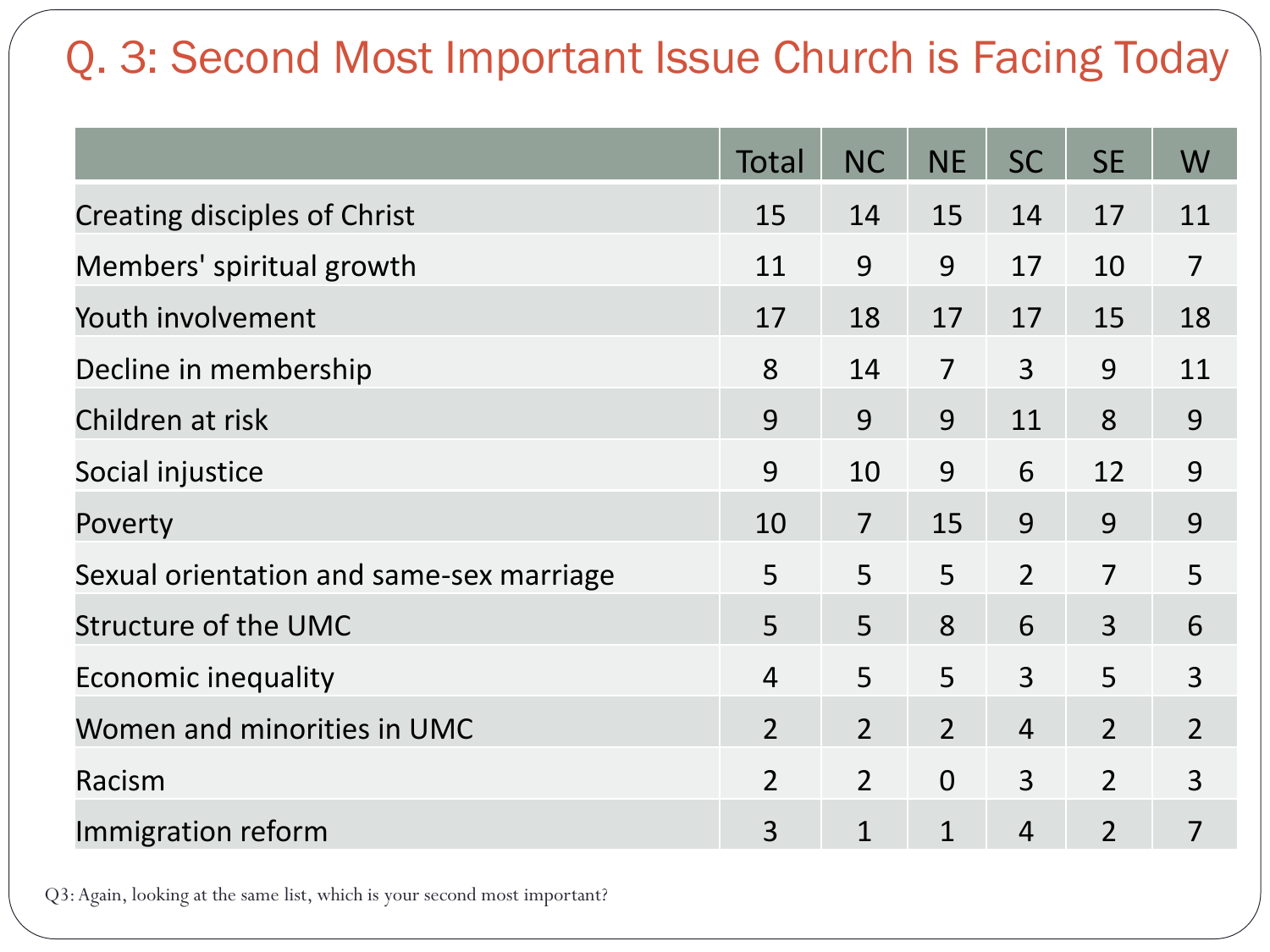# Q. 3: Second Most Important Issue Church is Facing Today

| | Total | NC | NE | SC | SE | W |
|---|---|---|---|---|---|---|
| Creating disciples of Christ | 15 | 14 | 15 | 14 | 17 | 11 |
| Members' spiritual growth | 11 | 9 | 9 | 17 | 10 | 7 |
| Youth involvement | 17 | 18 | 17 | 17 | 15 | 18 |
| Decline in membership | 8 | 14 | 7 | 3 | 9 | 11 |
| Children at risk | 9 | 9 | 9 | 11 | 8 | 9 |
| Social injustice | 9 | 10 | 9 | 6 | 12 | 9 |
| Poverty | 10 | 7 | 15 | 9 | 9 | 9 |
| Sexual orientation and same-sex marriage | 5 | 5 | 5 | 2 | 7 | 5 |
| Structure of the UMC | 5 | 5 | 8 | 6 | 3 | 6 |
| Economic inequality | 4 | 5 | 5 | 3 | 5 | 3 |
| Women and minorities in UMC | 2 | 2 | 2 | 4 | 2 | 2 |
| Racism | 2 | 2 | 0 | 3 | 2 | 3 |
| Immigration reform | 3 | 1 | 1 | 4 | 2 | 7 |

Q3: Again, looking at the same list, which is your second most important?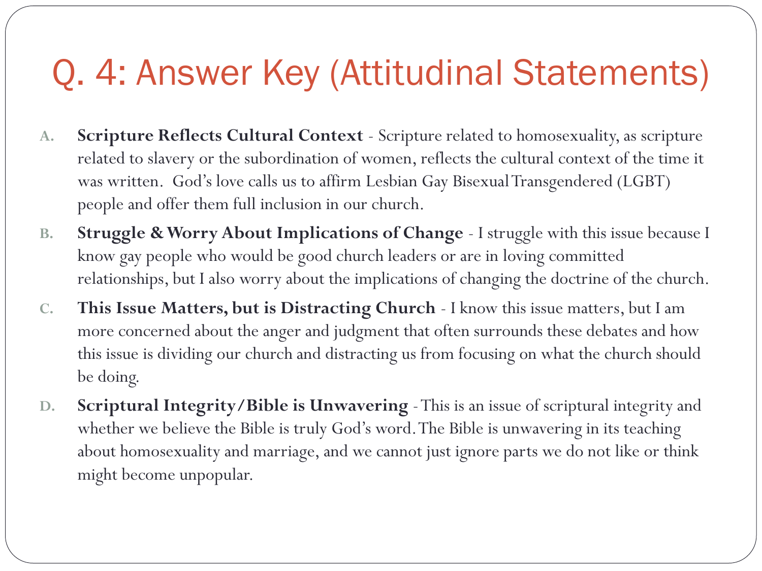# Q. 4: Answer Key (Attitudinal Statements)

A. **Scripture Reflects Cultural Context** - Scripture related to homosexuality, as scripture related to slavery or the subordination of women, reflects the cultural context of the time it was written. God's love calls us to affirm Lesbian Gay Bisexual Transgendered (LGBT) people and offer them full inclusion in our church.

B. **Struggle & Worry About Implications of Change** - I struggle with this issue because I know gay people who would be good church leaders or are in loving committed relationships, but I also worry about the implications of changing the doctrine of the church.

C. **This Issue Matters, but is Distracting Church** - I know this issue matters, but I am more concerned about the anger and judgment that often surrounds these debates and how this issue is dividing our church and distracting us from focusing on what the church should be doing.

D. **Scriptural Integrity/Bible is Unwavering** - This is an issue of scriptural integrity and whether we believe the Bible is truly God's word. The Bible is unwavering in its teaching about homosexuality and marriage, and we cannot just ignore parts we do not like or think might become unpopular.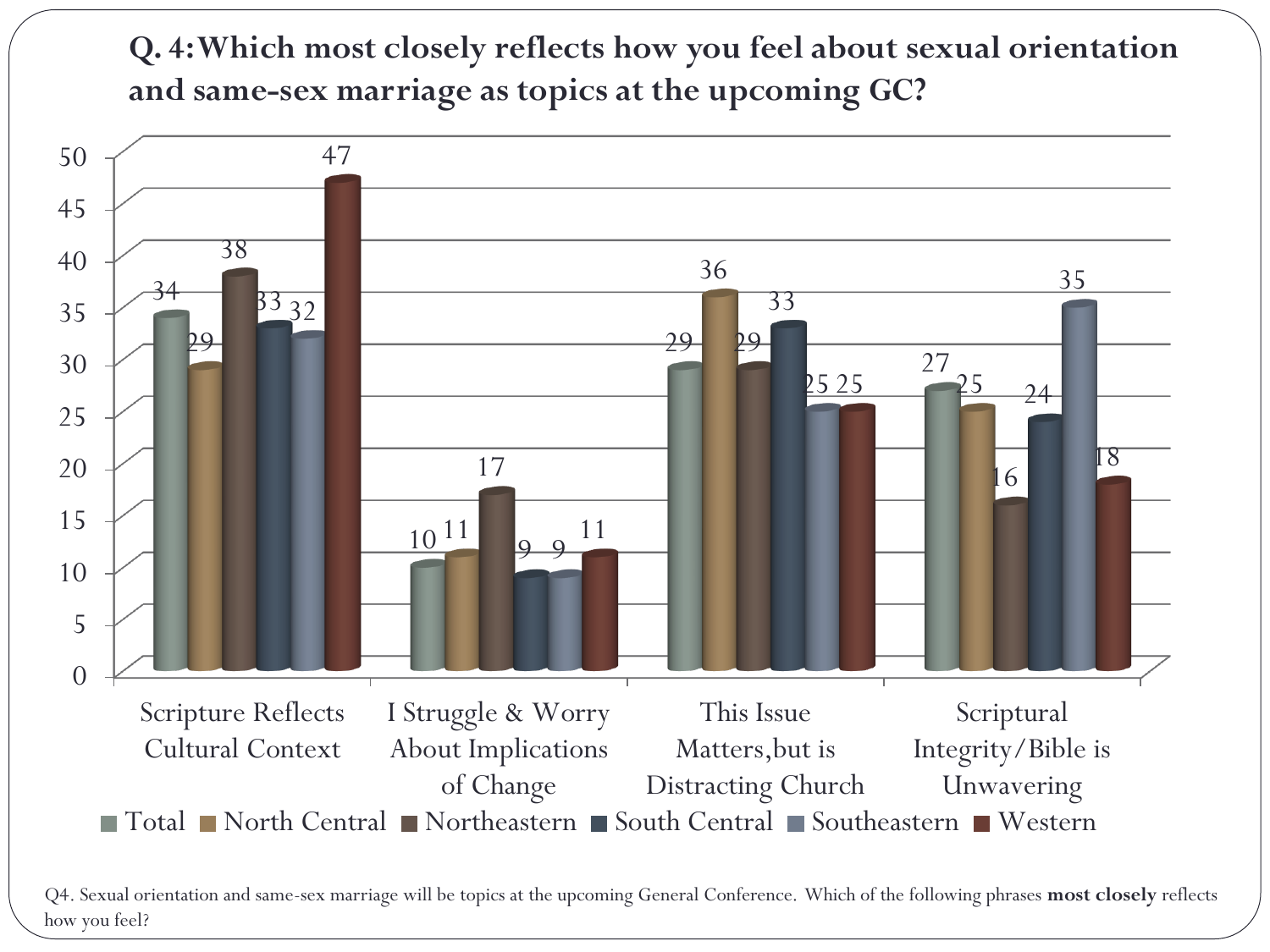## Q. 4: Which most closely reflects how you feel about sexual orientation and same-sex marriage as topics at the upcoming GC?

| | Total | North Central | Northeastern | South Central | Southeastern | Western |
|---|---|---|---|---|---|---|
| Scripture Reflects Cultural Context | 34 | 29 | 38 | 33 | 32 | 47 |
| I Struggle & Worry About Implications of Change | 10 | 11 | 17 | 9 | 9 | 11 |
| This Issue Matters, but is Distracting Church | 29 | 36 | 29 | 33 | 25 | 25 |
| Scriptural Integrity/Bible is Unwavering | 27 | 25 | 16 | 24 | 35 | 18 |

Q4. Sexual orientation and same-sex marriage will be topics at the upcoming General Conference. Which of the following phrases **most closely** reflects how you feel?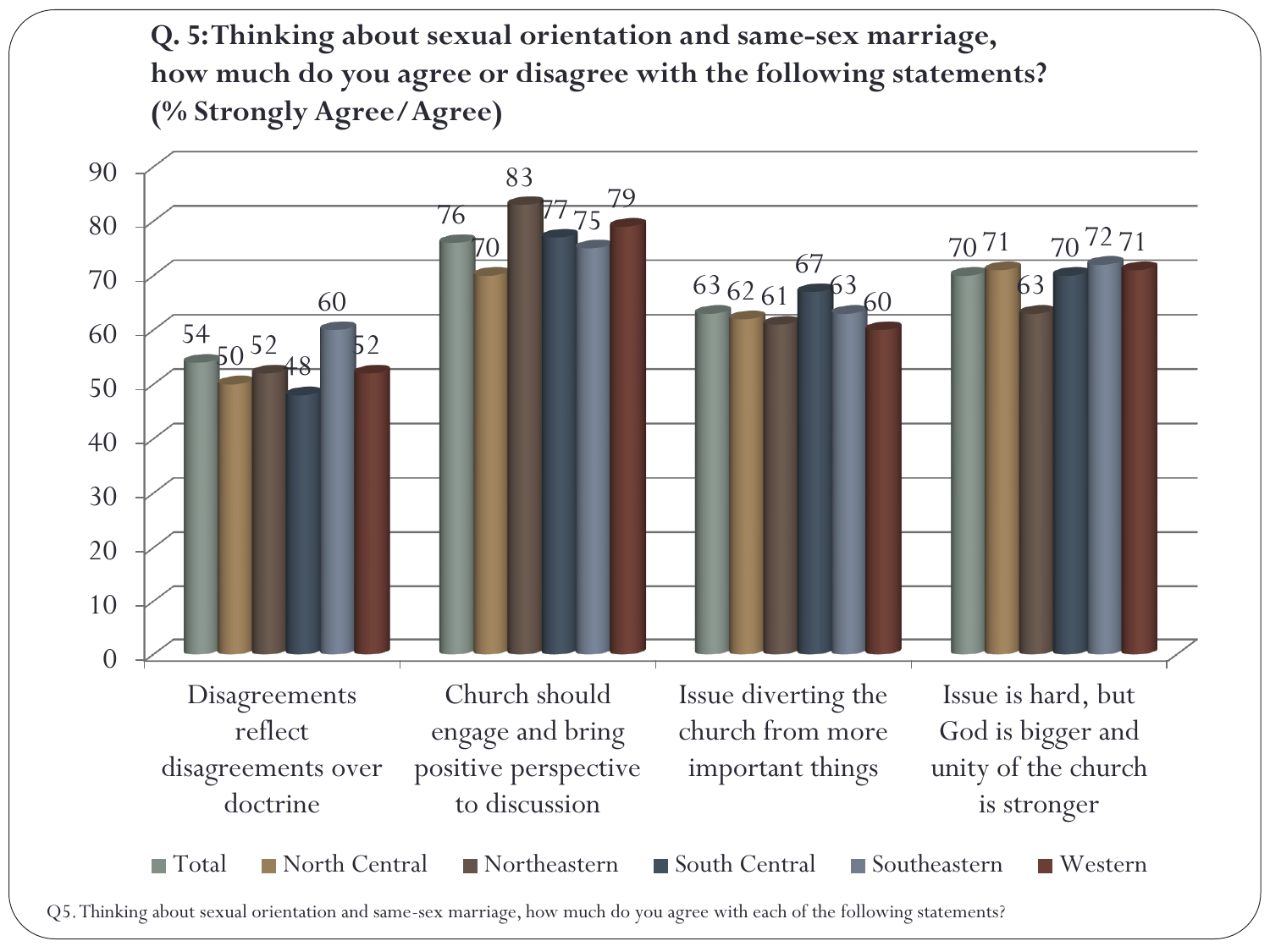## Q. 5: Thinking about sexual orientation and same-sex marriage, how much do you agree or disagree with the following statements? (% Strongly Agree/Agree)

| Statement | Total | North Central | Northeastern | South Central | Southeastern | Western |
|---|---|---|---|---|---|---|
| Disagreements reflect disagreements over doctrine | 54 | 50 | 52 | 48 | 60 | 52 |
| Church should engage and bring positive perspective to discussion | 76 | 70 | 83 | 77 | 75 | 79 |
| Issue diverting the church from more important things | 63 | 62 | 61 | 67 | 63 | 60 |
| Issue is hard, but God is bigger and unity of the church is stronger | 70 | 71 | 63 | 70 | 72 | 71 |

Q5. Thinking about sexual orientation and same-sex marriage, how much do you agree with each of the following statements?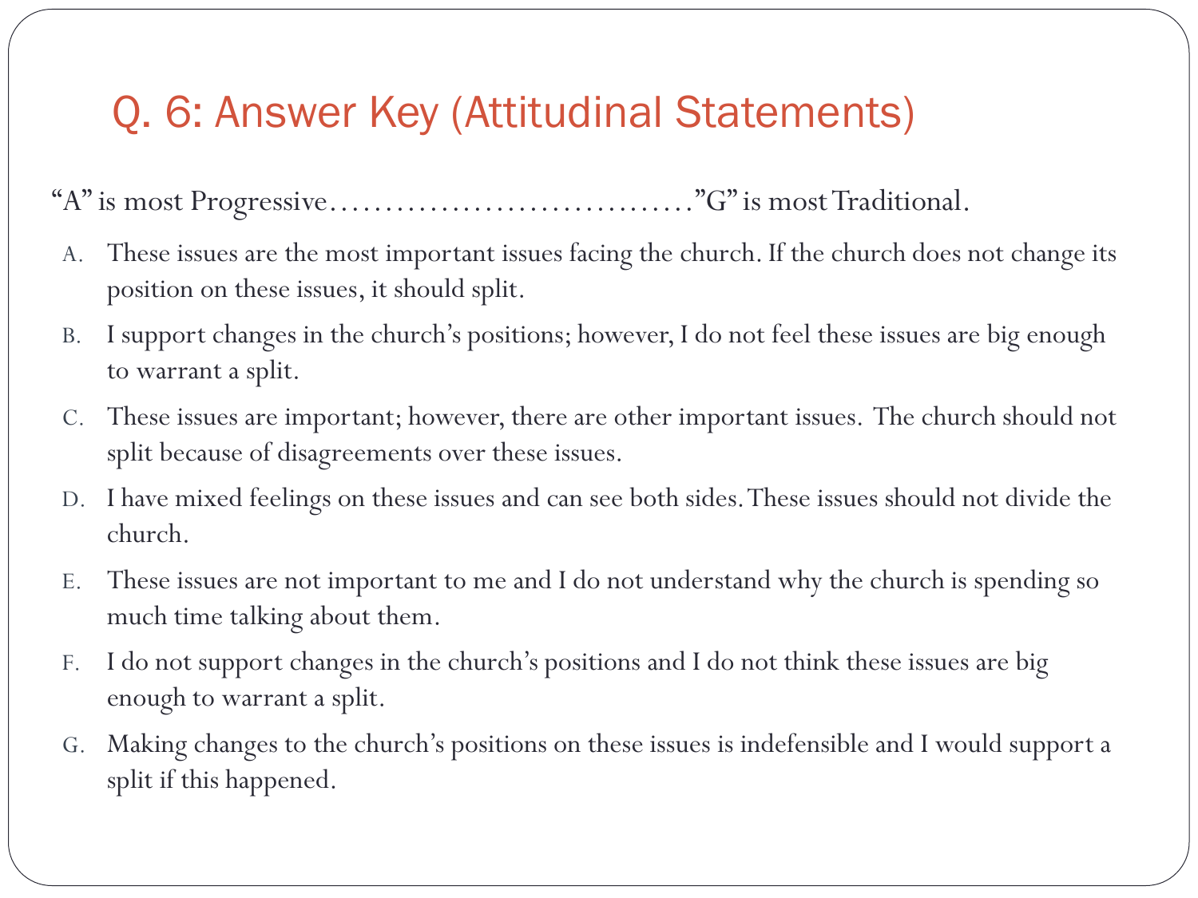# Q. 6: Answer Key (Attitudinal Statements)

"A" is most Progressive................................"G" is most Traditional.

A. These issues are the most important issues facing the church. If the church does not change its position on these issues, it should split.

B. I support changes in the church's positions; however, I do not feel these issues are big enough to warrant a split.

C. These issues are important; however, there are other important issues. The church should not split because of disagreements over these issues.

D. I have mixed feelings on these issues and can see both sides. These issues should not divide the church.

E. These issues are not important to me and I do not understand why the church is spending so much time talking about them.

F. I do not support changes in the church's positions and I do not think these issues are big enough to warrant a split.

G. Making changes to the church's positions on these issues is indefensible and I would support a split if this happened.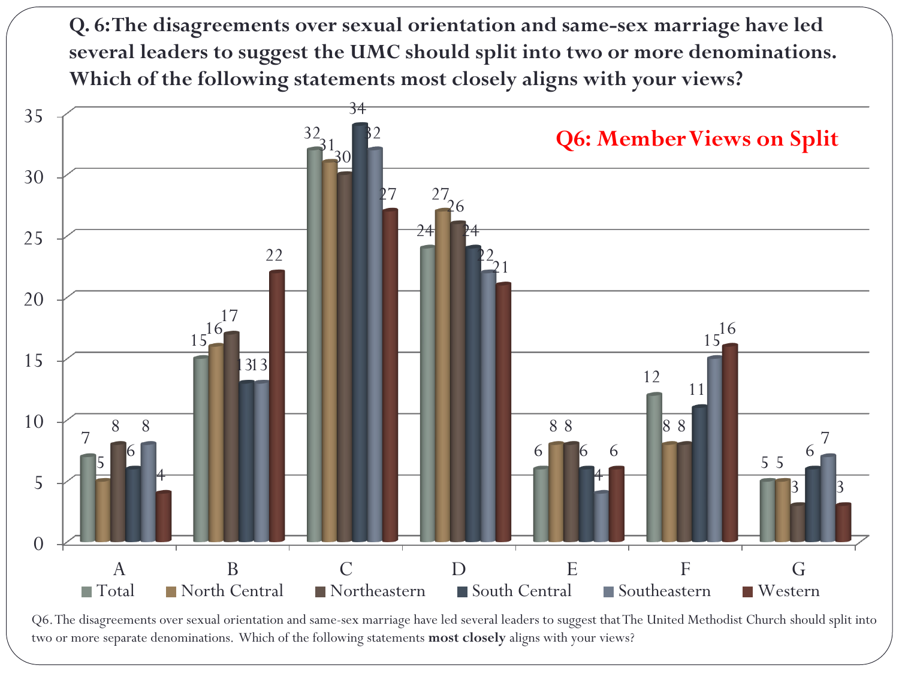# Q. 6: The disagreements over sexual orientation and same-sex marriage have led several leaders to suggest the UMC should split into two or more denominations. Which of the following statements most closely aligns with your views?

**Q6: Member Views on Split**

| | Total | North Central | Northeastern | South Central | Southeastern | Western |
|---|---|---|---|---|---|---|
| A | 7 | 5 | 8 | 6 | 8 | 4 |
| B | 15 | 16 | 17 | 13 | 13 | 22 |
| C | 32 | 31 | 30 | 34 | 32 | 27 |
| D | 24 | 27 | 26 | 24 | 22 | 21 |
| E | 6 | 8 | 8 | 6 | 4 | 6 |
| F | 12 | 8 | 8 | 11 | 15 | 16 |
| G | 5 | 5 | 3 | 6 | 7 | 3 |

Q6. The disagreements over sexual orientation and same-sex marriage have led several leaders to suggest that The United Methodist Church should split into two or more separate denominations. Which of the following statements **most closely** aligns with your views?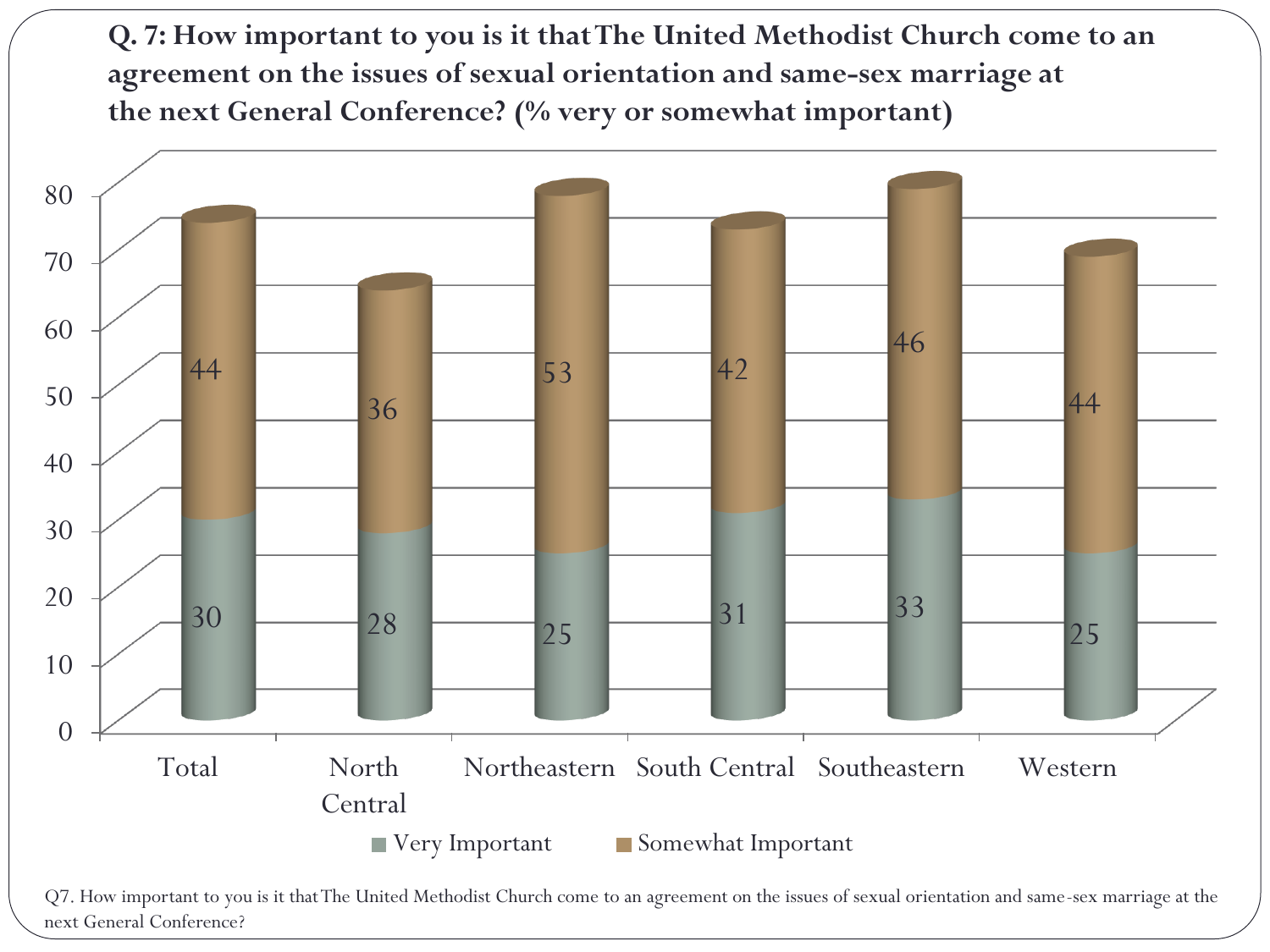## Q. 7: How important to you is it that The United Methodist Church come to an agreement on the issues of sexual orientation and same-sex marriage at the next General Conference? (% very or somewhat important)

| | Very Important | Somewhat Important |
| --- | --- | --- |
| Total | 30 | 44 |
| North Central | 28 | 36 |
| Northeastern | 25 | 53 |
| South Central | 31 | 42 |
| Southeastern | 33 | 46 |
| Western | 25 | 44 |

Q7. How important to you is it that The United Methodist Church come to an agreement on the issues of sexual orientation and same-sex marriage at the next General Conference?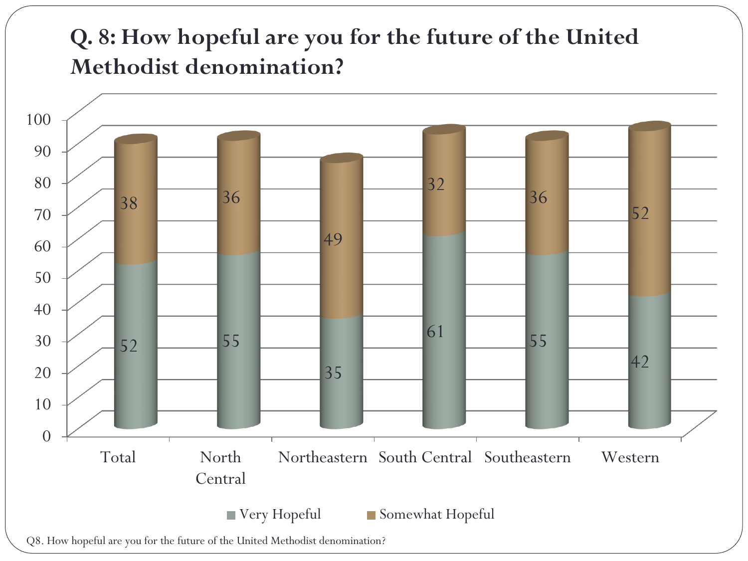# Q. 8: How hopeful are you for the future of the United Methodist denomination?

| | Total | North Central | Northeastern | South Central | Southeastern | Western |
|---|---|---|---|---|---|---|
| Very Hopeful | 52 | 55 | 35 | 61 | 55 | 42 |
| Somewhat Hopeful | 38 | 36 | 49 | 32 | 36 | 52 |

Q8. How hopeful are you for the future of the United Methodist denomination?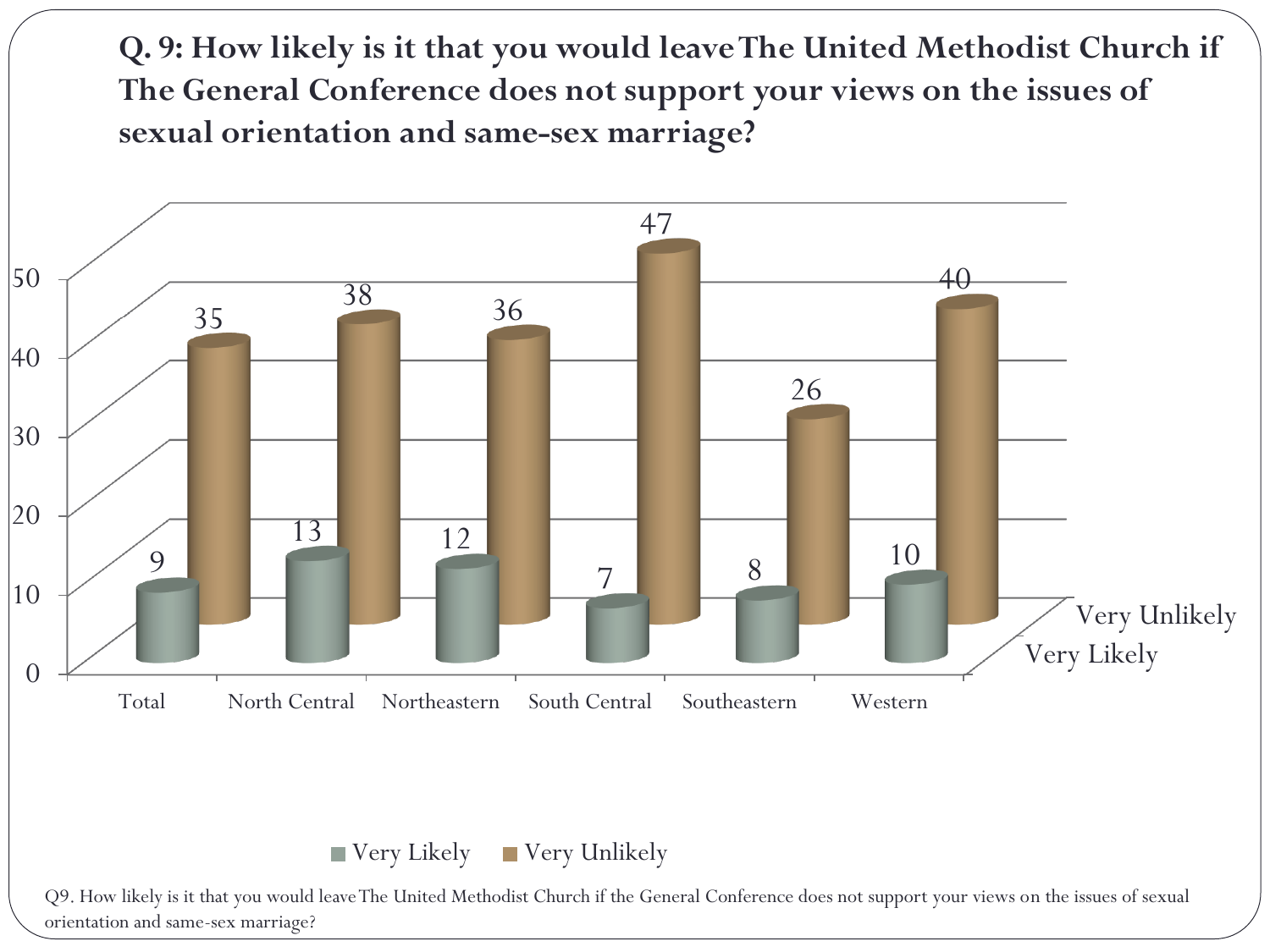# Q. 9: How likely is it that you would leave The United Methodist Church if The General Conference does not support your views on the issues of sexual orientation and same-sex marriage?

50
40
30
20
10
0

35
38
36
47
26
40

9
13
12
7
8
10

Total
North Central
Northeastern
South Central
Southeastern
Western

Very Unlikely
Very Likely

Very Likely
Very Unlikely

Q9. How likely is it that you would leave The United Methodist Church if the General Conference does not support your views on the issues of sexual orientation and same-sex marriage?